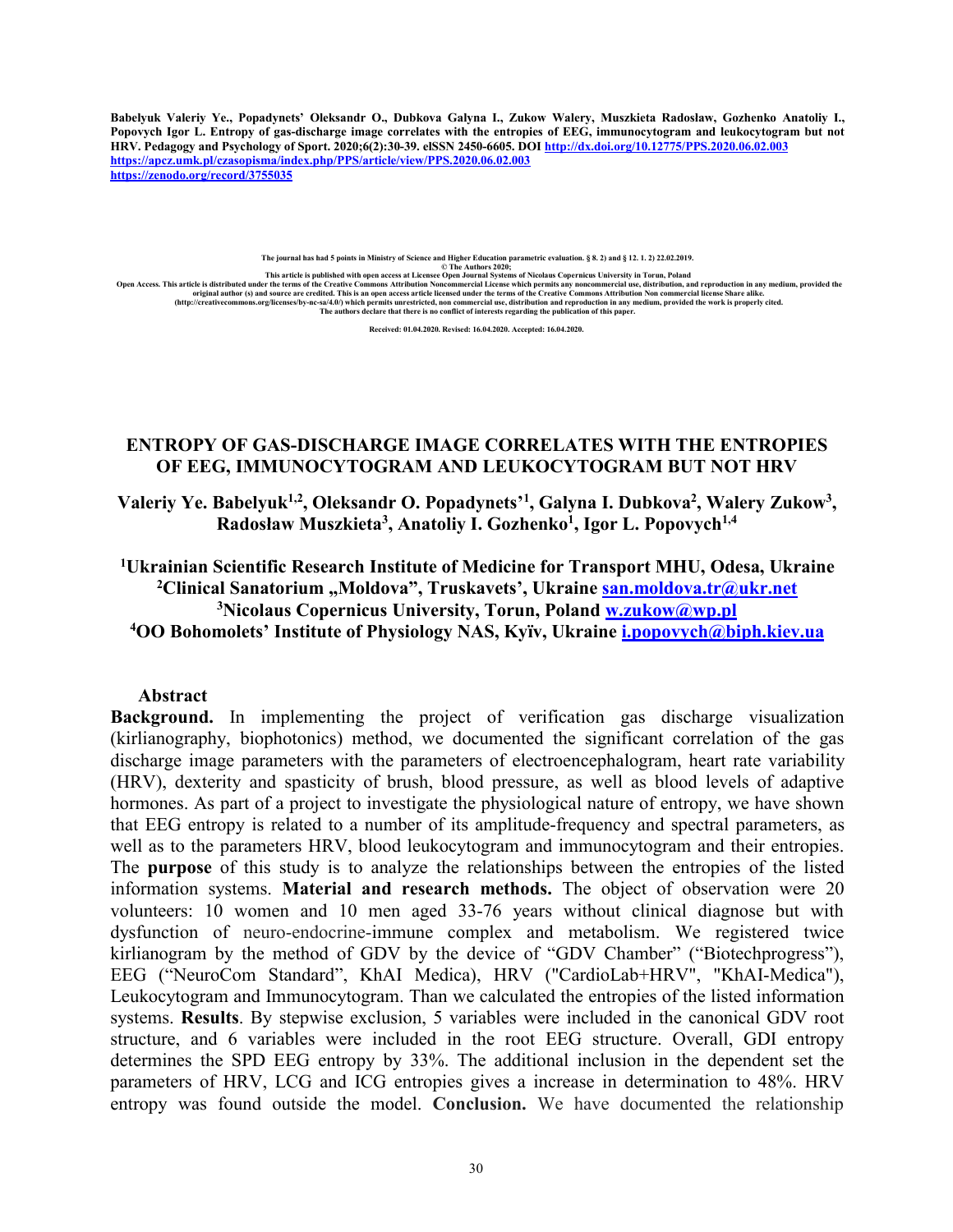**Babelyuk Valeriy Ye., Popadynets' Oleksandr O., Dubkova Galyna I., Zukow Walery, Muszkieta Radosław, Gozhenko Anatoliy I., Popovych Igor L. Entropy of gas-discharge image correlates with the entropies of EEG, immunocytogram and leukocytogram but not HRV. Pedagogy and Psychology of Sport. 2020;6(2):30-39. eISSN 2450-6605. DOI http://dx.doi.org/10.12775/PPS.2020.06.02.003**
**https://apcz.umk.pl/czasopisma/index.php/PPS/article/view/PPS.2020.06.02.003**
**https://zenodo.org/record/3755035**

The journal has had 5 points in Ministry of Science and Higher Education parametric evaluation. § 8. 2) and § 12. 1. 2) 22.02.2019.
© The Authors 2020;
This article is published with open access at Licensee Open Journal Systems of Nicolaus Copernicus University in Torun, Poland
Open Access. This article is distributed under the terms of the Creative Commons Attribution Noncommercial License which permits any noncommercial use, distribution, and reproduction in any medium, provided the original author (s) and source are credited. This is an open access article licensed under the terms of the Creative Commons Attribution Non commercial license Share alike. (http://creativecommons.org/licenses/by-nc-sa/4.0/) which permits unrestricted, non commercial use, distribution and reproduction in any medium, provided the work is properly cited.
The authors declare that there is no conflict of interests regarding the publication of this paper.

Received: 01.04.2020. Revised: 16.04.2020. Accepted: 16.04.2020.

# ENTROPY OF GAS-DISCHARGE IMAGE CORRELATES WITH THE ENTROPIES OF EEG, IMMUNOCYTOGRAM AND LEUKOCYTOGRAM BUT NOT HRV

**Valeriy Ye. Babelyuk[1,2], Oleksandr O. Popadynets'[1], Galyna I. Dubkova[2], Walery Zukow[3], Radosław Muszkieta[3], Anatoliy I. Gozhenko[1], Igor L. Popovych[1,4]**

**[1]Ukrainian Scientific Research Institute of Medicine for Transport MHU, Odesa, Ukraine**
**[2]Clinical Sanatorium „Moldova", Truskavets', Ukraine san.moldova.tr@ukr.net**
**[3]Nicolaus Copernicus University, Torun, Poland w.zukow@wp.pl**
**[4]OO Bohomolets' Institute of Physiology NAS, Kyïv, Ukraine i.popovych@biph.kiev.ua**

## Abstract

**Background.** In implementing the project of verification gas discharge visualization (kirlianography, biophotonics) method, we documented the significant correlation of the gas discharge image parameters with the parameters of electroencephalogram, heart rate variability (HRV), dexterity and spasticity of brush, blood pressure, as well as blood levels of adaptive hormones. As part of a project to investigate the physiological nature of entropy, we have shown that EEG entropy is related to a number of its amplitude-frequency and spectral parameters, as well as to the parameters HRV, blood leukocytogram and immunocytogram and their entropies. The **purpose** of this study is to analyze the relationships between the entropies of the listed information systems. **Material and research methods.** The object of observation were 20 volunteers: 10 women and 10 men aged 33-76 years without clinical diagnose but with dysfunction of neuro-endocrine-immune complex and metabolism. We registered twice kirlianogram by the method of GDV by the device of "GDV Chamber" ("Biotechprogress"), EEG ("NeuroCom Standard", KhAI Medica), HRV ("CardioLab+HRV", "KhAI-Medica"), Leukocytogram and Immunocytogram. Than we calculated the entropies of the listed information systems. **Results**. By stepwise exclusion, 5 variables were included in the canonical GDV root structure, and 6 variables were included in the root EEG structure. Overall, GDI entropy determines the SPD EEG entropy by 33%. The additional inclusion in the dependent set the parameters of HRV, LCG and ICG entropies gives a increase in determination to 48%. HRV entropy was found outside the model. **Conclusion.** We have documented the relationship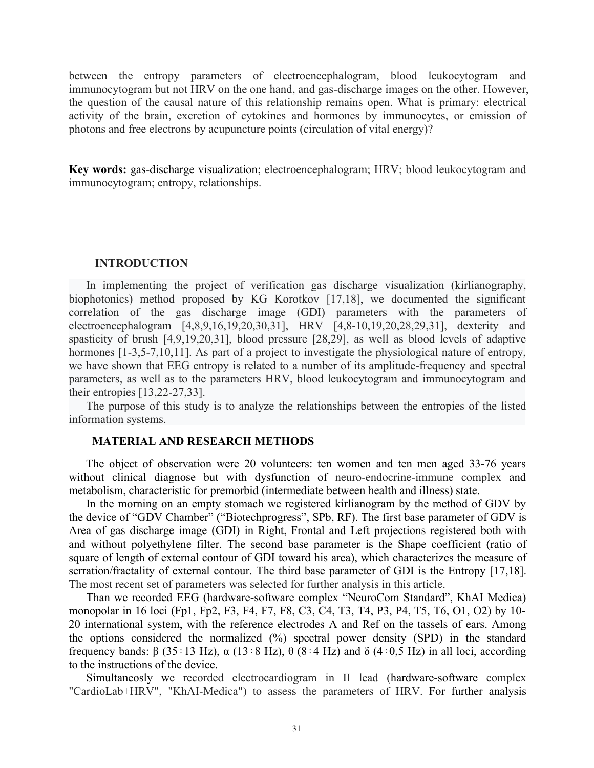between the entropy parameters of electroencephalogram, blood leukocytogram and immunocytogram but not HRV on the one hand, and gas-discharge images on the other. However, the question of the causal nature of this relationship remains open. What is primary: electrical activity of the brain, excretion of cytokines and hormones by immunocytes, or emission of photons and free electrons by acupuncture points (circulation of vital energy)?

**Key words:** gas-discharge visualization; electroencephalogram; HRV; blood leukocytogram and immunocytogram; entropy, relationships.

## INTRODUCTION

In implementing the project of verification gas discharge visualization (kirlianography, biophotonics) method proposed by KG Korotkov [17,18], we documented the significant correlation of the gas discharge image (GDI) parameters with the parameters of electroencephalogram [4,8,9,16,19,20,30,31], HRV [4,8-10,19,20,28,29,31], dexterity and spasticity of brush [4,9,19,20,31], blood pressure [28,29], as well as blood levels of adaptive hormones [1-3,5-7,10,11]. As part of a project to investigate the physiological nature of entropy, we have shown that EEG entropy is related to a number of its amplitude-frequency and spectral parameters, as well as to the parameters HRV, blood leukocytogram and immunocytogram and their entropies [13,22-27,33].

The purpose of this study is to analyze the relationships between the entropies of the listed information systems.

## MATERIAL AND RESEARCH METHODS

The object of observation were 20 volunteers: ten women and ten men aged 33-76 years without clinical diagnose but with dysfunction of neuro-endocrine-immune complex and metabolism, characteristic for premorbid (intermediate between health and illness) state.

In the morning on an empty stomach we registered kirlianogram by the method of GDV by the device of "GDV Chamber" ("Biotechprogress", SPb, RF). The first base parameter of GDV is Area of gas discharge image (GDI) in Right, Frontal and Left projections registered both with and without polyethylene filter. The second base parameter is the Shape coefficient (ratio of square of length of external contour of GDI toward his area), which characterizes the measure of serration/fractality of external contour. The third base parameter of GDI is the Entropy [17,18]. The most recent set of parameters was selected for further analysis in this article.

Than we recorded EEG (hardware-software complex "NeuroCom Standard", KhAI Medica) monopolar in 16 loci (Fp1, Fp2, F3, F4, F7, F8, C3, C4, T3, T4, P3, P4, T5, T6, O1, O2) by 10-20 international system, with the reference electrodes A and Ref on the tassels of ears. Among the options considered the normalized (%) spectral power density (SPD) in the standard frequency bands: β (35÷13 Hz), α (13÷8 Hz), θ (8÷4 Hz) and δ (4÷0,5 Hz) in all loci, according to the instructions of the device.

Simultaneosly we recorded electrocardiogram in II lead (hardware-software complex "CardioLab+HRV", "KhAI-Medica") to assess the parameters of HRV. For further analysis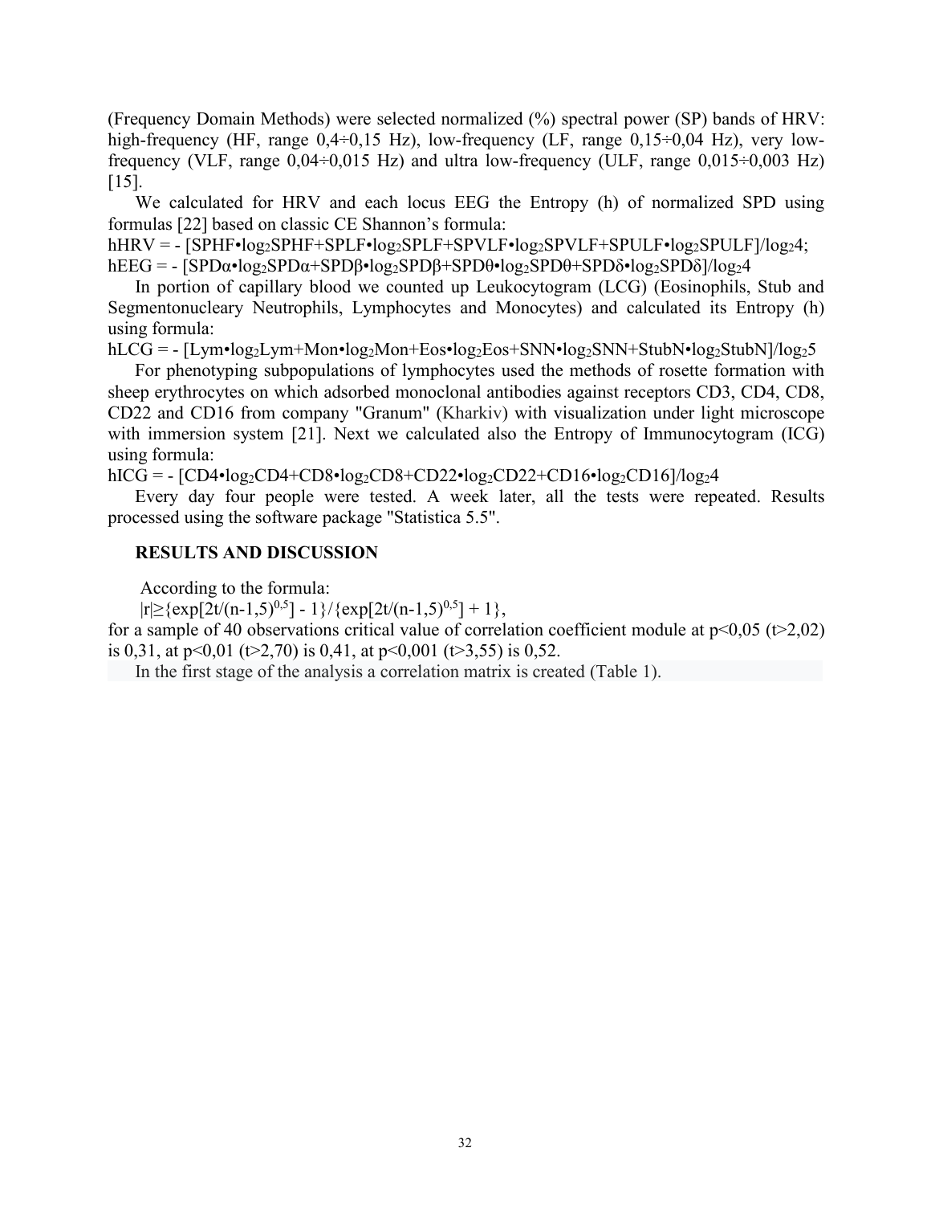(Frequency Domain Methods) were selected normalized (%) spectral power (SP) bands of HRV: high-frequency (HF, range 0,4÷0,15 Hz), low-frequency (LF, range 0,15÷0,04 Hz), very low-frequency (VLF, range 0,04÷0,015 Hz) and ultra low-frequency (ULF, range 0,015÷0,003 Hz) [15].

We calculated for HRV and each locus EEG the Entropy (h) of normalized SPD using formulas [22] based on classic CE Shannon's formula:

$$hHRV = - [SPHF \cdot \log_2 SPHF + SPLF \cdot \log_2 SPLF + SPVLF \cdot \log_2 SPVLF + SPULF \cdot \log_2 SPULF]/\log_2 4;$$

$$hEEG = - [SPD\alpha \cdot \log_2 SPD\alpha + SPD\beta \cdot \log_2 SPD\beta + SPD\theta \cdot \log_2 SPD\theta + SPD\delta \cdot \log_2 SPD\delta]/\log_2 4$$

In portion of capillary blood we counted up Leukocytogram (LCG) (Eosinophils, Stub and Segmentonucleary Neutrophils, Lymphocytes and Monocytes) and calculated its Entropy (h) using formula:

$$hLCG = - [Lym \cdot \log_2 Lym + Mon \cdot \log_2 Mon + Eos \cdot \log_2 Eos + SNN \cdot \log_2 SNN + StubN \cdot \log_2 StubN]/\log_2 5$$

For phenotyping subpopulations of lymphocytes used the methods of rosette formation with sheep erythrocytes on which adsorbed monoclonal antibodies against receptors CD3, CD4, CD8, CD22 and CD16 from company "Granum" (Kharkiv) with visualization under light microscope with immersion system [21]. Next we calculated also the Entropy of Immunocytogram (ICG) using formula:

$$hICG = - [CD4 \cdot \log_2 CD4 + CD8 \cdot \log_2 CD8 + CD22 \cdot \log_2 CD22 + CD16 \cdot \log_2 CD16]/\log_2 4$$

Every day four people were tested. A week later, all the tests were repeated. Results processed using the software package "Statistica 5.5".

## RESULTS AND DISCUSSION

According to the formula:

$$|r| \geq \{\exp[2t/(n-1,5)^{0,5}] - 1\}/\{\exp[2t/(n-1,5)^{0,5}] + 1\},$$

for a sample of 40 observations critical value of correlation coefficient module at $p<0,05$ ($t>2,02$) is 0,31, at $p<0,01$ ($t>2,70$) is 0,41, at $p<0,001$ ($t>3,55$) is 0,52.

In the first stage of the analysis a correlation matrix is created (Table 1).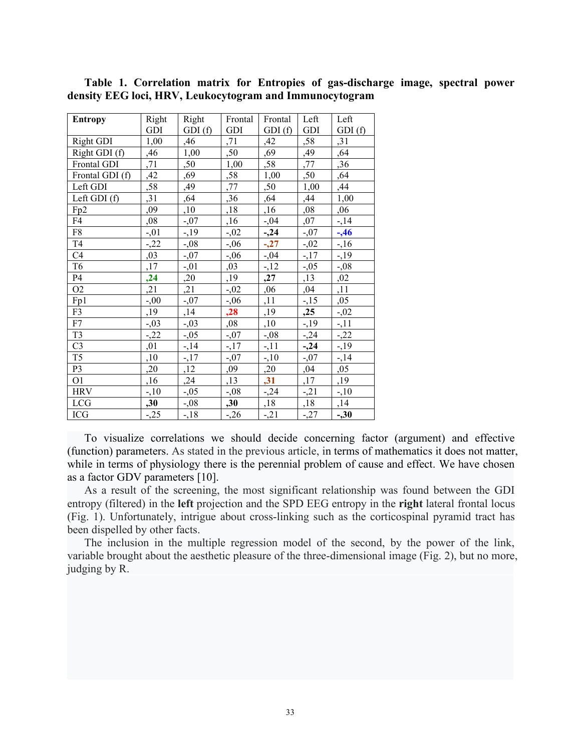**Table 1. Correlation matrix for Entropies of gas-discharge image, spectral power density EEG loci, HRV, Leukocytogram and Immunocytogram**

| Entropy | Right GDI | Right GDI (f) | Frontal GDI | Frontal GDI (f) | Left GDI | Left GDI (f) |
|---|---|---|---|---|---|---|
| Right GDI | 1,00 | ,46 | ,71 | ,42 | ,58 | ,31 |
| Right GDI (f) | ,46 | 1,00 | ,50 | ,69 | ,49 | ,64 |
| Frontal GDI | ,71 | ,50 | 1,00 | ,58 | ,77 | ,36 |
| Frontal GDI (f) | ,42 | ,69 | ,58 | 1,00 | ,50 | ,64 |
| Left GDI | ,58 | ,49 | ,77 | ,50 | 1,00 | ,44 |
| Left GDI (f) | ,31 | ,64 | ,36 | ,64 | ,44 | 1,00 |
| Fp2 | ,09 | ,10 | ,18 | ,16 | ,08 | ,06 |
| F4 | ,08 | -,07 | ,16 | -,04 | ,07 | -,14 |
| F8 | -,01 | -,19 | -,02 | **-,24** | -,07 | **-,46** |
| T4 | -,22 | -,08 | -,06 | **-,27** | -,02 | -,16 |
| C4 | ,03 | -,07 | -,06 | -,04 | -,17 | -,19 |
| T6 | ,17 | -,01 | ,03 | -,12 | -,05 | -,08 |
| P4 | **,24** | ,20 | ,19 | **,27** | ,13 | ,02 |
| O2 | ,21 | ,21 | -,02 | ,06 | ,04 | ,11 |
| Fp1 | -,00 | -,07 | -,06 | ,11 | -,15 | ,05 |
| F3 | ,19 | ,14 | **,28** | ,19 | **,25** | -,02 |
| F7 | -,03 | -,03 | ,08 | ,10 | -,19 | -,11 |
| T3 | -,22 | -,05 | -,07 | -,08 | -,24 | -,22 |
| C3 | ,01 | -,14 | -,17 | -,11 | **-,24** | -,19 |
| T5 | ,10 | -,17 | -,07 | -,10 | -,07 | -,14 |
| P3 | ,20 | ,12 | ,09 | ,20 | ,04 | ,05 |
| O1 | ,16 | ,24 | ,13 | **,31** | ,17 | ,19 |
| HRV | -,10 | -,05 | -,08 | -,24 | -,21 | -,10 |
| LCG | **,30** | -,08 | **,30** | ,18 | ,18 | ,14 |
| ICG | -,25 | -,18 | -,26 | -,21 | -,27 | **-,30** |

To visualize correlations we should decide concerning factor (argument) and effective (function) parameters. As stated in the previous article, in terms of mathematics it does not matter, while in terms of physiology there is the perennial problem of cause and effect. We have chosen as a factor GDV parameters [10].

As a result of the screening, the most significant relationship was found between the GDI entropy (filtered) in the **left** projection and the SPD EEG entropy in the **right** lateral frontal locus (Fig. 1). Unfortunately, intrigue about cross-linking such as the corticospinal pyramid tract has been dispelled by other facts.

The inclusion in the multiple regression model of the second, by the power of the link, variable brought about the aesthetic pleasure of the three-dimensional image (Fig. 2), but no more, judging by R.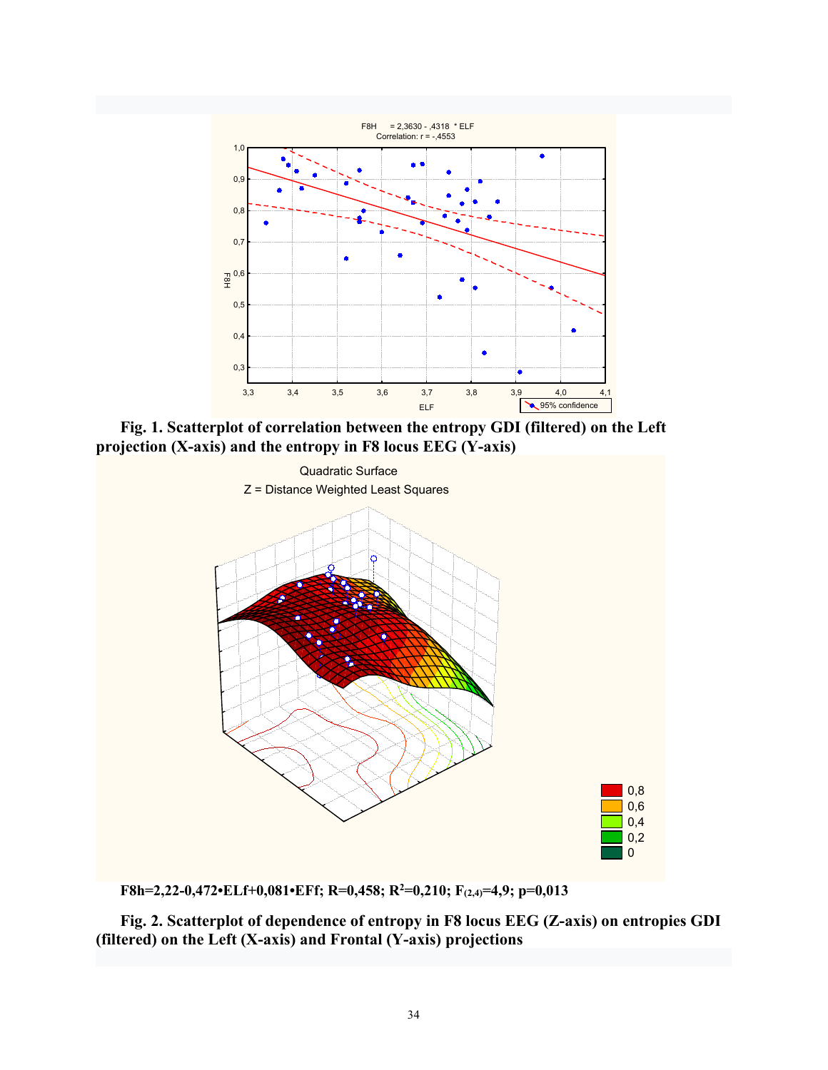**Fig. 1. Scatterplot of correlation between the entropy GDI (filtered) on the Left projection (X-axis) and the entropy in F8 locus EEG (Y-axis)**

**$F8h=2{,}22-0{,}472 \cdot ELf+0{,}081 \cdot EFf$; $R=0{,}458$; $R^2=0{,}210$; $F_{(2,4)}=4{,}9$; $p=0{,}013$**

**Fig. 2. Scatterplot of dependence of entropy in F8 locus EEG (Z-axis) on entropies GDI (filtered) on the Left (X-axis) and Frontal (Y-axis) projections**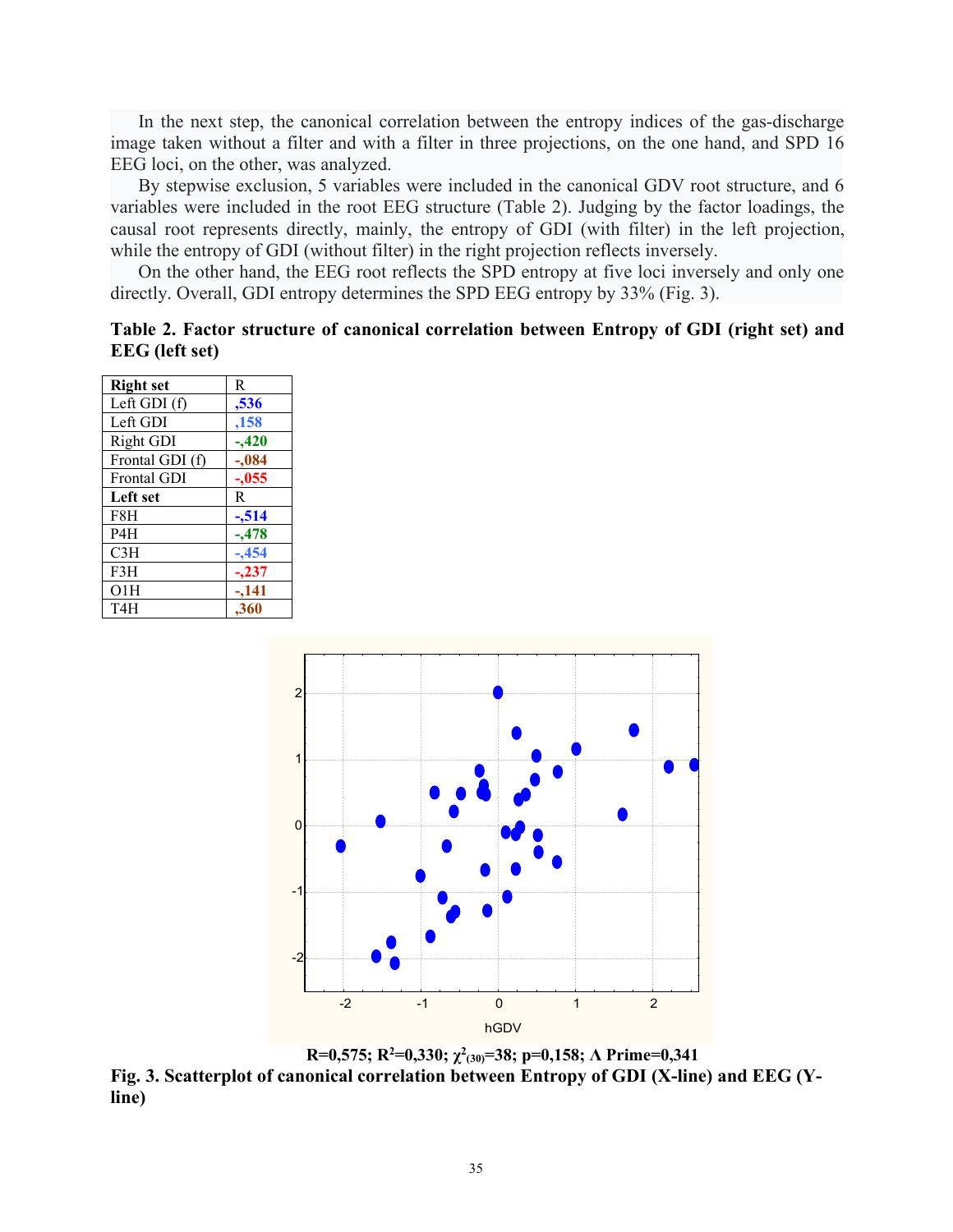In the next step, the canonical correlation between the entropy indices of the gas-discharge image taken without a filter and with a filter in three projections, on the one hand, and SPD 16 EEG loci, on the other, was analyzed.

By stepwise exclusion, 5 variables were included in the canonical GDV root structure, and 6 variables were included in the root EEG structure (Table 2). Judging by the factor loadings, the causal root represents directly, mainly, the entropy of GDI (with filter) in the left projection, while the entropy of GDI (without filter) in the right projection reflects inversely.

On the other hand, the EEG root reflects the SPD entropy at five loci inversely and only one directly. Overall, GDI entropy determines the SPD EEG entropy by 33% (Fig. 3).

**Table 2. Factor structure of canonical correlation between Entropy of GDI (right set) and EEG (left set)**

| **Right set** | R |
|---|---|
| Left GDI (f) | **,536** |
| Left GDI | **,158** |
| Right GDI | **-,420** |
| Frontal GDI (f) | **-,084** |
| Frontal GDI | **-,055** |
| **Left set** | R |
| F8H | **-,514** |
| P4H | **-,478** |
| C3H | **-,454** |
| F3H | **-,237** |
| O1H | **-,141** |
| T4H | **,360** |

**R=0,575; $R^2$=0,330; $\chi^2_{(30)}$=38; p=0,158; Λ Prime=0,341**

**Fig. 3. Scatterplot of canonical correlation between Entropy of GDI (X-line) and EEG (Y-line)**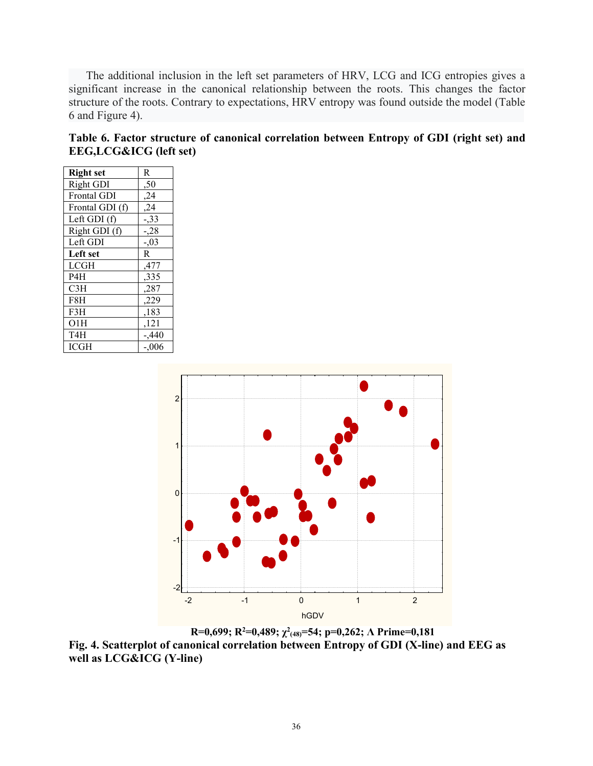The additional inclusion in the left set parameters of HRV, LCG and ICG entropies gives a significant increase in the canonical relationship between the roots. This changes the factor structure of the roots. Contrary to expectations, HRV entropy was found outside the model (Table 6 and Figure 4).

**Table 6. Factor structure of canonical correlation between Entropy of GDI (right set) and EEG,LCG&ICG (left set)**

| **Right set** | R |
|---|---|
| Right GDI | ,50 |
| Frontal GDI | ,24 |
| Frontal GDI (f) | ,24 |
| Left GDI (f) | -,33 |
| Right GDI (f) | -,28 |
| Left GDI | -,03 |
| **Left set** | R |
| LCGH | ,477 |
| P4H | ,335 |
| C3H | ,287 |
| F8H | ,229 |
| F3H | ,183 |
| O1H | ,121 |
| T4H | -,440 |
| ICGH | -,006 |

**R=0,699; $R^2$=0,489; $\chi^2_{(48)}$=54; p=0,262; Λ Prime=0,181**

**Fig. 4. Scatterplot of canonical correlation between Entropy of GDI (X-line) and EEG as well as LCG&ICG (Y-line)**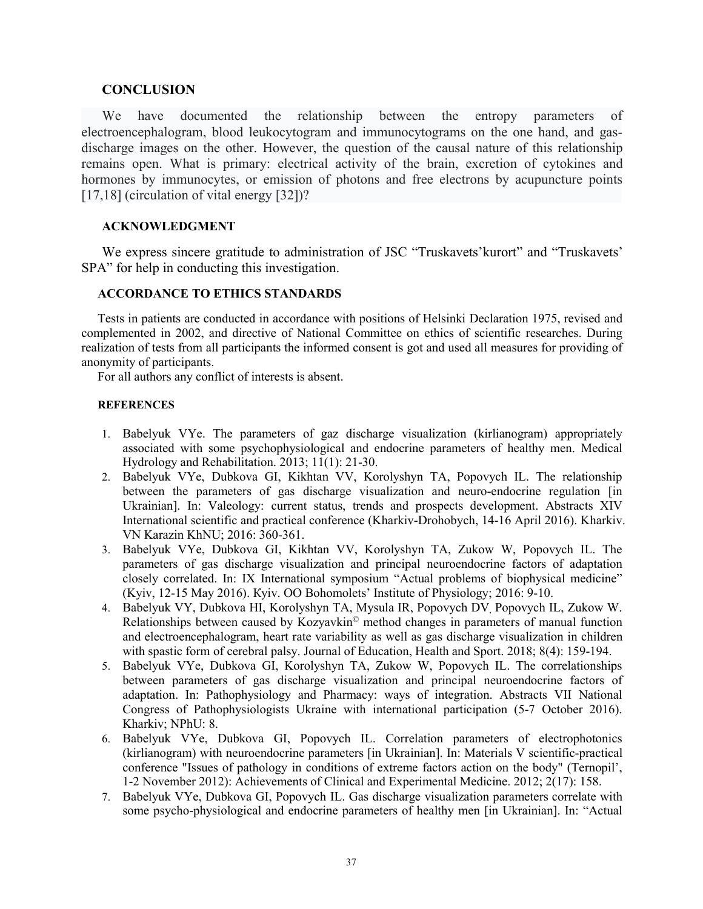## CONCLUSION

We have documented the relationship between the entropy parameters of electroencephalogram, blood leukocytogram and immunocytograms on the one hand, and gas-discharge images on the other. However, the question of the causal nature of this relationship remains open. What is primary: electrical activity of the brain, excretion of cytokines and hormones by immunocytes, or emission of photons and free electrons by acupuncture points [17,18] (circulation of vital energy [32])?

### ACKNOWLEDGMENT

We express sincere gratitude to administration of JSC "Truskavets'kurort" and "Truskavets' SPA" for help in conducting this investigation.

### ACCORDANCE TO ETHICS STANDARDS

Tests in patients are conducted in accordance with positions of Helsinki Declaration 1975, revised and complemented in 2002, and directive of National Committee on ethics of scientific researches. During realization of tests from all participants the informed consent is got and used all measures for providing of anonymity of participants.

For all authors any conflict of interests is absent.

#### REFERENCES

1. Babelyuk VYe. The parameters of gaz discharge visualization (kirlianogram) appropriately associated with some psychophysiological and endocrine parameters of healthy men. Medical Hydrology and Rehabilitation. 2013; 11(1): 21-30.
2. Babelyuk VYe, Dubkova GI, Kikhtan VV, Korolyshyn TA, Popovych IL. The relationship between the parameters of gas discharge visualization and neuro-endocrine regulation [in Ukrainian]. In: Valeology: current status, trends and prospects development. Abstracts XIV International scientific and practical conference (Kharkiv-Drohobych, 14-16 April 2016). Kharkiv. VN Karazin KhNU; 2016: 360-361.
3. Babelyuk VYe, Dubkova GI, Kikhtan VV, Korolyshyn TA, Zukow W, Popovych IL. The parameters of gas discharge visualization and principal neuroendocrine factors of adaptation closely correlated. In: IX International symposium "Actual problems of biophysical medicine" (Kyiv, 12-15 May 2016). Kyiv. OO Bohomolets' Institute of Physiology; 2016: 9-10.
4. Babelyuk VY, Dubkova HI, Korolyshyn TA, Mysula IR, Popovych DV, Popovych IL, Zukow W. Relationships between caused by Kozyavkin© method changes in parameters of manual function and electroencephalogram, heart rate variability as well as gas discharge visualization in children with spastic form of cerebral palsy. Journal of Education, Health and Sport. 2018; 8(4): 159-194.
5. Babelyuk VYe, Dubkova GI, Korolyshyn TA, Zukow W, Popovych IL. The correlationships between parameters of gas discharge visualization and principal neuroendocrine factors of adaptation. In: Pathophysiology and Pharmacy: ways of integration. Abstracts VII National Congress of Pathophysiologists Ukraine with international participation (5-7 October 2016). Kharkiv; NPhU: 8.
6. Babelyuk VYe, Dubkova GI, Popovych IL. Correlation parameters of electrophotonics (kirlianogram) with neuroendocrine parameters [in Ukrainian]. In: Materials V scientific-practical conference "Issues of pathology in conditions of extreme factors action on the body" (Ternopil', 1-2 November 2012): Achievements of Clinical and Experimental Medicine. 2012; 2(17): 158.
7. Babelyuk VYe, Dubkova GI, Popovych IL. Gas discharge visualization parameters correlate with some psycho-physiological and endocrine parameters of healthy men [in Ukrainian]. In: "Actual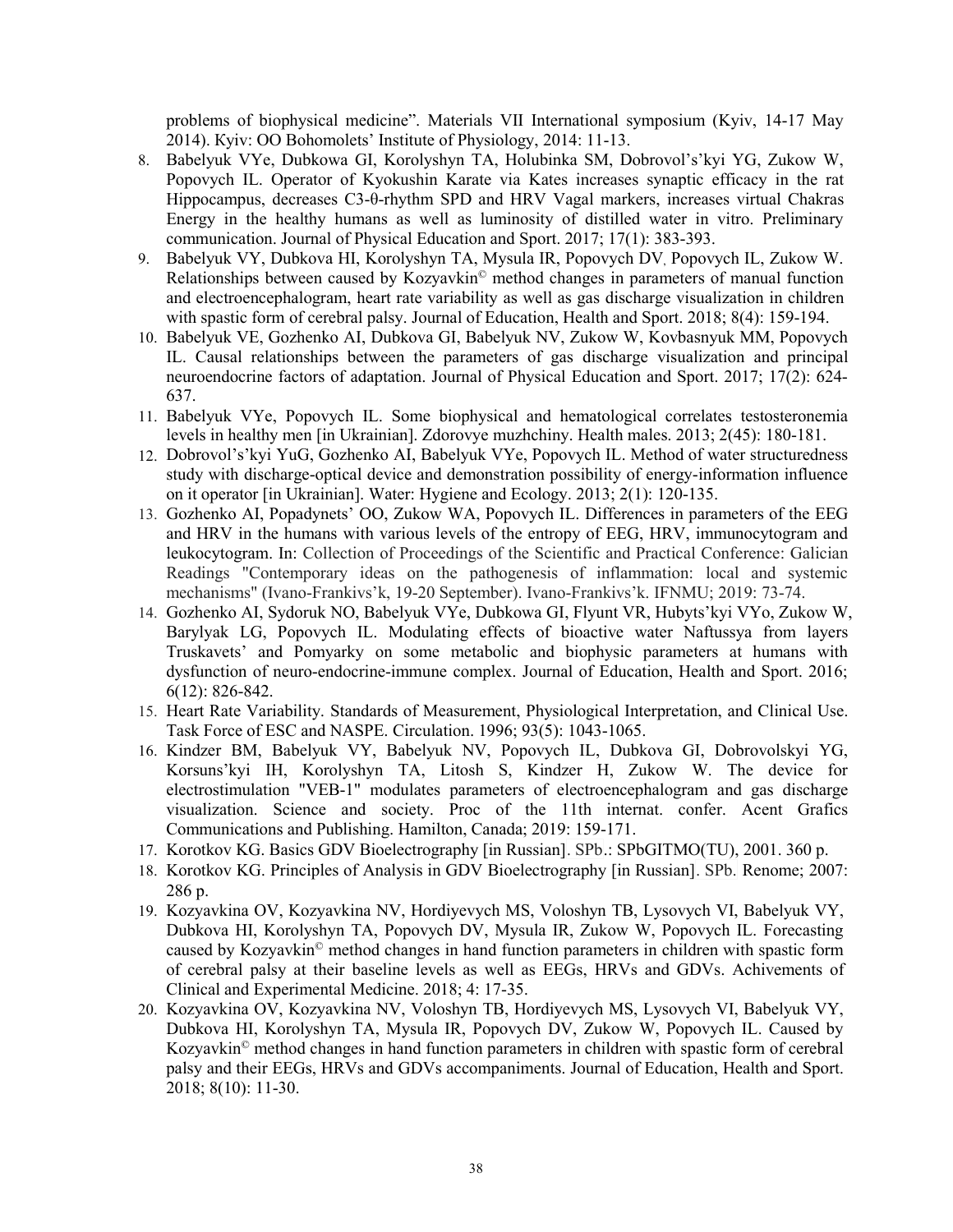problems of biophysical medicine". Materials VII International symposium (Kyiv, 14-17 May 2014). Kyiv: OO Bohomolets' Institute of Physiology, 2014: 11-13.

8. Babelyuk VYe, Dubkowa GI, Korolyshyn TA, Holubinka SM, Dobrovol's'kyi YG, Zukow W, Popovych IL. Operator of Kyokushin Karate via Kates increases synaptic efficacy in the rat Hippocampus, decreases C3-θ-rhythm SPD and HRV Vagal markers, increases virtual Chakras Energy in the healthy humans as well as luminosity of distilled water in vitro. Preliminary communication. Journal of Physical Education and Sport. 2017; 17(1): 383-393.
9. Babelyuk VY, Dubkova HI, Korolyshyn TA, Mysula IR, Popovych DV, Popovych IL, Zukow W. Relationships between caused by Kozyavkin© method changes in parameters of manual function and electroencephalogram, heart rate variability as well as gas discharge visualization in children with spastic form of cerebral palsy. Journal of Education, Health and Sport. 2018; 8(4): 159-194.
10. Babelyuk VE, Gozhenko AI, Dubkova GI, Babelyuk NV, Zukow W, Kovbasnyuk MM, Popovych IL. Causal relationships between the parameters of gas discharge visualization and principal neuroendocrine factors of adaptation. Journal of Physical Education and Sport. 2017; 17(2): 624-637.
11. Babelyuk VYe, Popovych IL. Some biophysical and hematological correlates testosteronemia levels in healthy men [in Ukrainian]. Zdorovye muzhchiny. Health males. 2013; 2(45): 180-181.
12. Dobrovol's'kyi YuG, Gozhenko AI, Babelyuk VYe, Popovych IL. Method of water structuredness study with discharge-optical device and demonstration possibility of energy-information influence on it operator [in Ukrainian]. Water: Hygiene and Ecology. 2013; 2(1): 120-135.
13. Gozhenko AI, Popadynets' OO, Zukow WA, Popovych IL. Differences in parameters of the EEG and HRV in the humans with various levels of the entropy of EEG, HRV, immunocytogram and leukocytogram. In: Collection of Proceedings of the Scientific and Practical Conference: Galician Readings "Contemporary ideas on the pathogenesis of inflammation: local and systemic mechanisms" (Ivano-Frankivs'k, 19-20 September). Ivano-Frankivs'k. IFNMU; 2019: 73-74.
14. Gozhenko AI, Sydoruk NO, Babelyuk VYe, Dubkowa GI, Flyunt VR, Hubyts'kyi VYo, Zukow W, Barylyak LG, Popovych IL. Modulating effects of bioactive water Naftussya from layers Truskavets' and Pomyarky on some metabolic and biophysic parameters at humans with dysfunction of neuro-endocrine-immune complex. Journal of Education, Health and Sport. 2016; 6(12): 826-842.
15. Heart Rate Variability. Standards of Measurement, Physiological Interpretation, and Clinical Use. Task Force of ESC and NASPE. Circulation. 1996; 93(5): 1043-1065.
16. Kindzer BM, Babelyuk VY, Babelyuk NV, Popovych IL, Dubkova GI, Dobrovolskyi YG, Korsuns'kyi IH, Korolyshyn TA, Litosh S, Kindzer H, Zukow W. The device for electrostimulation "VEB-1" modulates parameters of electroencephalogram and gas discharge visualization. Science and society. Proc of the 11th internat. confer. Acent Grafics Communications and Publishing. Hamilton, Canada; 2019: 159-171.
17. Korotkov KG. Basics GDV Bioelectrography [in Russian]. SPb.: SPbGITMO(TU), 2001. 360 p.
18. Korotkov KG. Principles of Analysis in GDV Bioelectrography [in Russian]. SPb. Renome; 2007: 286 p.
19. Kozyavkina OV, Kozyavkina NV, Hordiyevych MS, Voloshyn TB, Lysovych VI, Babelyuk VY, Dubkova HI, Korolyshyn TA, Popovych DV, Mysula IR, Zukow W, Popovych IL. Forecasting caused by Kozyavkin© method changes in hand function parameters in children with spastic form of cerebral palsy at their baseline levels as well as EEGs, HRVs and GDVs. Achivements of Clinical and Experimental Medicine. 2018; 4: 17-35.
20. Kozyavkina OV, Kozyavkina NV, Voloshyn TB, Hordiyevych MS, Lysovych VI, Babelyuk VY, Dubkova HI, Korolyshyn TA, Mysula IR, Popovych DV, Zukow W, Popovych IL. Caused by Kozyavkin© method changes in hand function parameters in children with spastic form of cerebral palsy and their EEGs, HRVs and GDVs accompaniments. Journal of Education, Health and Sport. 2018; 8(10): 11-30.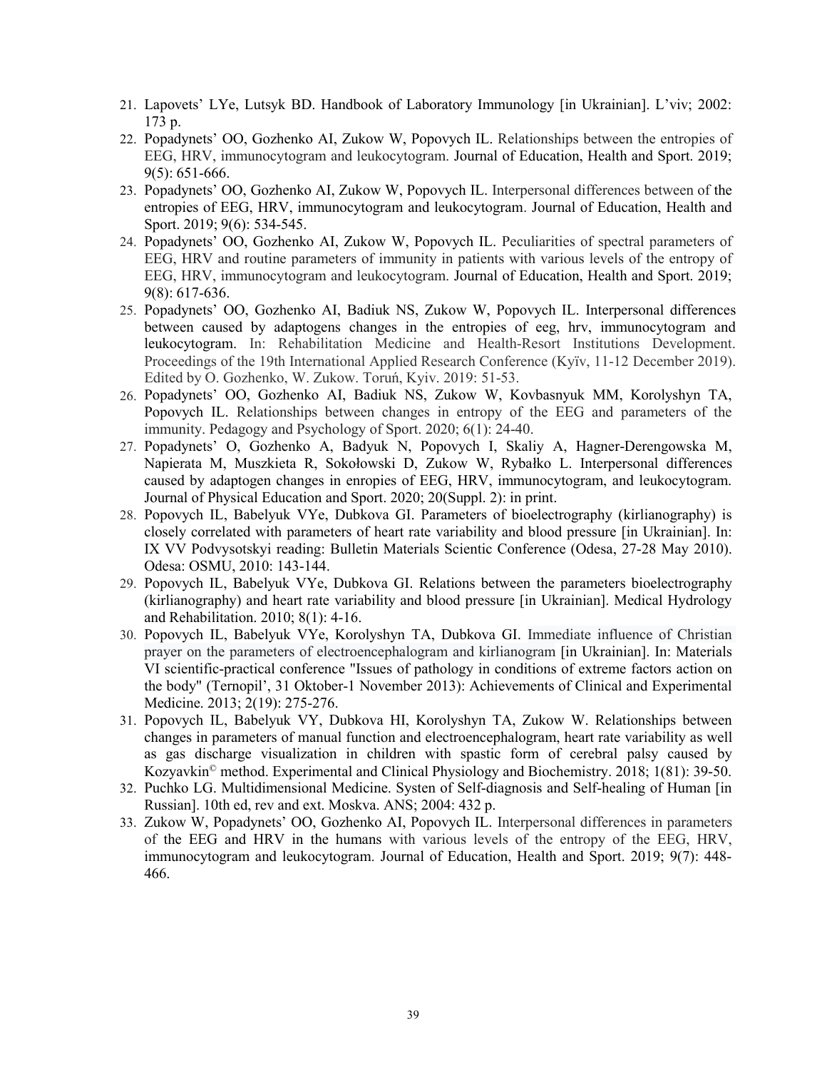21. Lapovets' LYe, Lutsyk BD. Handbook of Laboratory Immunology [in Ukrainian]. L'viv; 2002: 173 p.
22. Popadynets' OO, Gozhenko AI, Zukow W, Popovych IL. Relationships between the entropies of EEG, HRV, immunocytogram and leukocytogram. Journal of Education, Health and Sport. 2019; 9(5): 651-666.
23. Popadynets' OO, Gozhenko AI, Zukow W, Popovych IL. Interpersonal differences between of the entropies of EEG, HRV, immunocytogram and leukocytogram. Journal of Education, Health and Sport. 2019; 9(6): 534-545.
24. Popadynets' OO, Gozhenko AI, Zukow W, Popovych IL. Peculiarities of spectral parameters of EEG, HRV and routine parameters of immunity in patients with various levels of the entropy of EEG, HRV, immunocytogram and leukocytogram. Journal of Education, Health and Sport. 2019; 9(8): 617-636.
25. Popadynets' OO, Gozhenko AI, Badiuk NS, Zukow W, Popovych IL. Interpersonal differences between caused by adaptogens changes in the entropies of eeg, hrv, immunocytogram and leukocytogram. In: Rehabilitation Medicine and Health-Resort Institutions Development. Proceedings of the 19th International Applied Research Conference (Kyïv, 11-12 December 2019). Edited by O. Gozhenko, W. Zukow. Toruń, Kyiv. 2019: 51-53.
26. Popadynets' OO, Gozhenko AI, Badiuk NS, Zukow W, Kovbasnyuk MM, Korolyshyn TA, Popovych IL. Relationships between changes in entropy of the EEG and parameters of the immunity. Pedagogy and Psychology of Sport. 2020; 6(1): 24-40.
27. Popadynets' O, Gozhenko A, Badyuk N, Popovych I, Skaliy A, Hagner-Derengowska M, Napierata M, Muszkieta R, Sokołowski D, Zukow W, Rybałko L. Interpersonal differences caused by adaptogen changes in enropies of EEG, HRV, immunocytogram, and leukocytogram. Journal of Physical Education and Sport. 2020; 20(Suppl. 2): in print.
28. Popovych IL, Babelyuk VYe, Dubkova GI. Parameters of bioelectrography (kirlianography) is closely correlated with parameters of heart rate variability and blood pressure [in Ukrainian]. In: IX VV Podvysotskyi reading: Bulletin Materials Scientic Conference (Odesa, 27-28 May 2010). Odesa: OSMU, 2010: 143-144.
29. Popovych IL, Babelyuk VYe, Dubkova GI. Relations between the parameters bioelectrography (kirlianography) and heart rate variability and blood pressure [in Ukrainian]. Medical Hydrology and Rehabilitation. 2010; 8(1): 4-16.
30. Popovych IL, Babelyuk VYe, Korolyshyn TA, Dubkova GI. Immediate influence of Christian prayer on the parameters of electroencephalogram and kirlianogram [in Ukrainian]. In: Materials VI scientific-practical conference "Issues of pathology in conditions of extreme factors action on the body" (Ternopil', 31 Oktober-1 November 2013): Achievements of Clinical and Experimental Medicine. 2013; 2(19): 275-276.
31. Popovych IL, Babelyuk VY, Dubkova HI, Korolyshyn TA, Zukow W. Relationships between changes in parameters of manual function and electroencephalogram, heart rate variability as well as gas discharge visualization in children with spastic form of cerebral palsy caused by Kozyavkin© method. Experimental and Clinical Physiology and Biochemistry. 2018; 1(81): 39-50.
32. Puchko LG. Multidimensional Medicine. Systen of Self-diagnosis and Self-healing of Human [in Russian]. 10th ed, rev and ext. Moskva. ANS; 2004: 432 p.
33. Zukow W, Popadynets' OO, Gozhenko AI, Popovych IL. Interpersonal differences in parameters of the EEG and HRV in the humans with various levels of the entropy of the EEG, HRV, immunocytogram and leukocytogram. Journal of Education, Health and Sport. 2019; 9(7): 448-466.